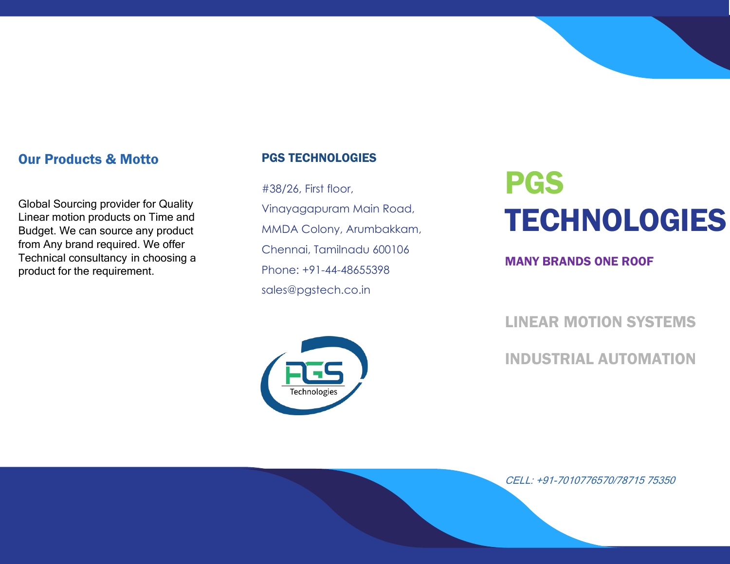## Our Products & Motto

Global Sourcing provider for Quality Linear motion products on Time and Budget. We can source any product from Any brand required. We offer Technical consultancy in choosing a product for the requirement.

## PGS TECHNOLOGIES

#38/26, First floor,
Vinayagapuram Main Road,
MMDA Colony, Arumbakkam,
Chennai, Tamilnadu 600106
Phone: +91-44-48655398
sales@pgstech.co.in

PGS Technologies

# PGS TECHNOLOGIES

**MANY BRANDS ONE ROOF**

## LINEAR MOTION SYSTEMS

## INDUSTRIAL AUTOMATION

*CELL: +91-7010776570/78715 75350*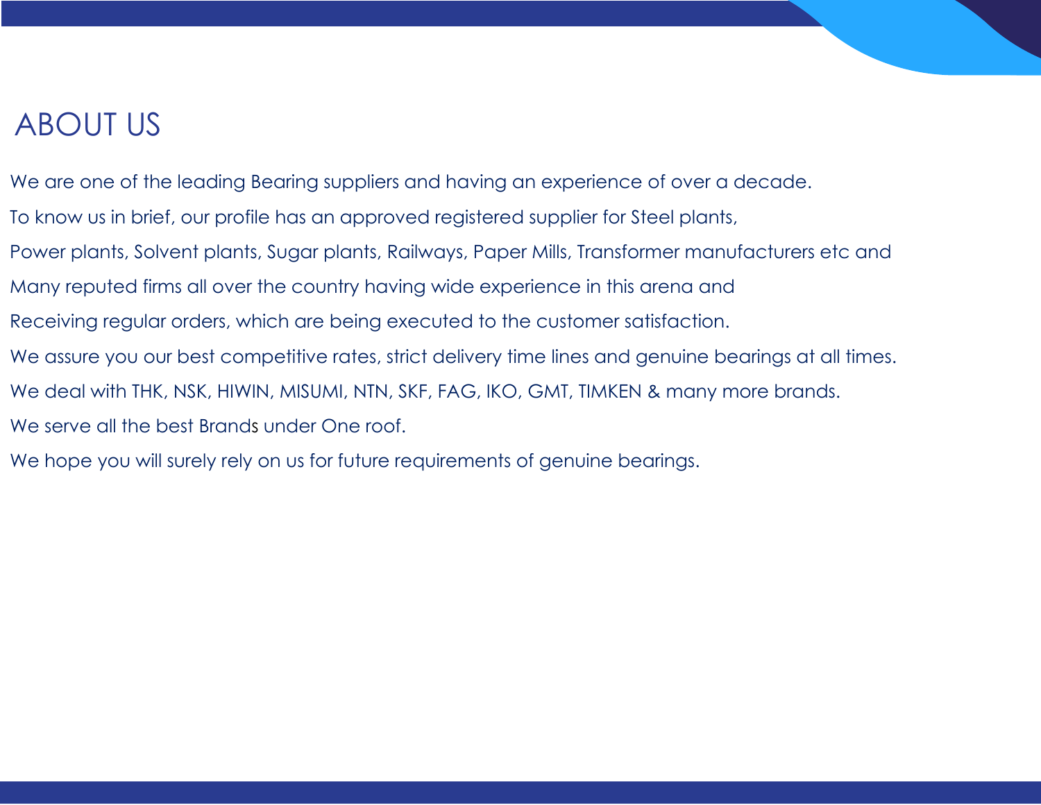# ABOUT US

We are one of the leading Bearing suppliers and having an experience of over a decade.

To know us in brief, our profile has an approved registered supplier for Steel plants,

Power plants, Solvent plants, Sugar plants, Railways, Paper Mills, Transformer manufacturers etc and

Many reputed firms all over the country having wide experience in this arena and

Receiving regular orders, which are being executed to the customer satisfaction.

We assure you our best competitive rates, strict delivery time lines and genuine bearings at all times.

We deal with THK, NSK, HIWIN, MISUMI, NTN, SKF, FAG, IKO, GMT, TIMKEN & many more brands.

We serve all the best Brands under One roof.

We hope you will surely rely on us for future requirements of genuine bearings.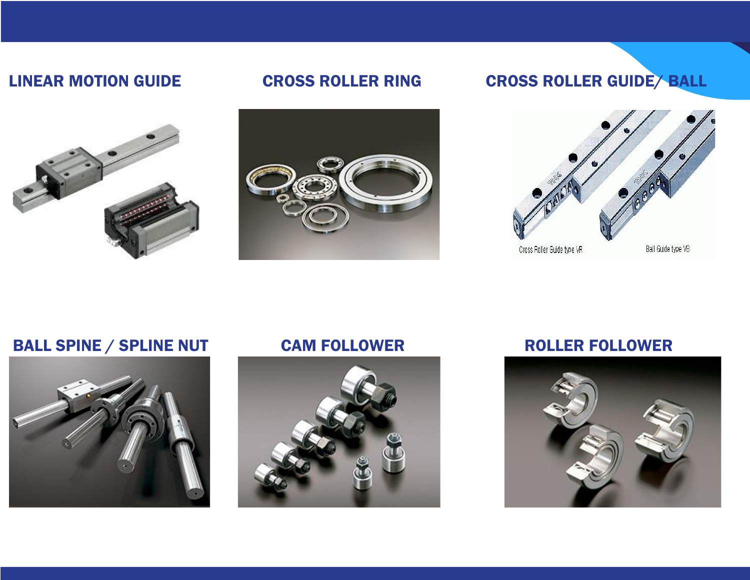## LINEAR MOTION GUIDE

## CROSS ROLLER RING

## CROSS ROLLER GUIDE/ BALL

Cross Roller Guide type VR

Ball Guide type VB

## BALL SPINE / SPLINE NUT

## CAM FOLLOWER

## ROLLER FOLLOWER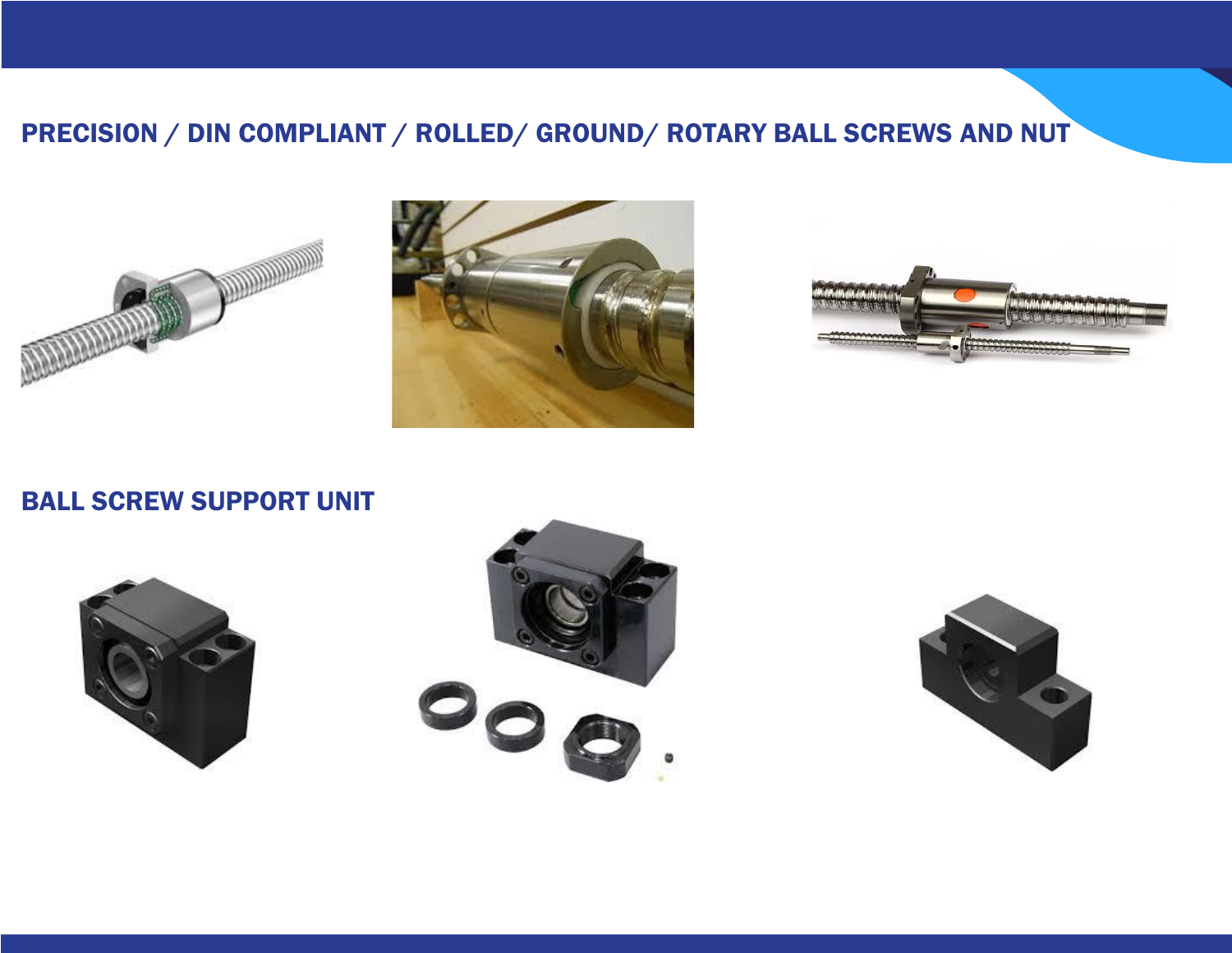## PRECISION / DIN COMPLIANT / ROLLED/ GROUND/ ROTARY BALL SCREWS AND NUT

## BALL SCREW SUPPORT UNIT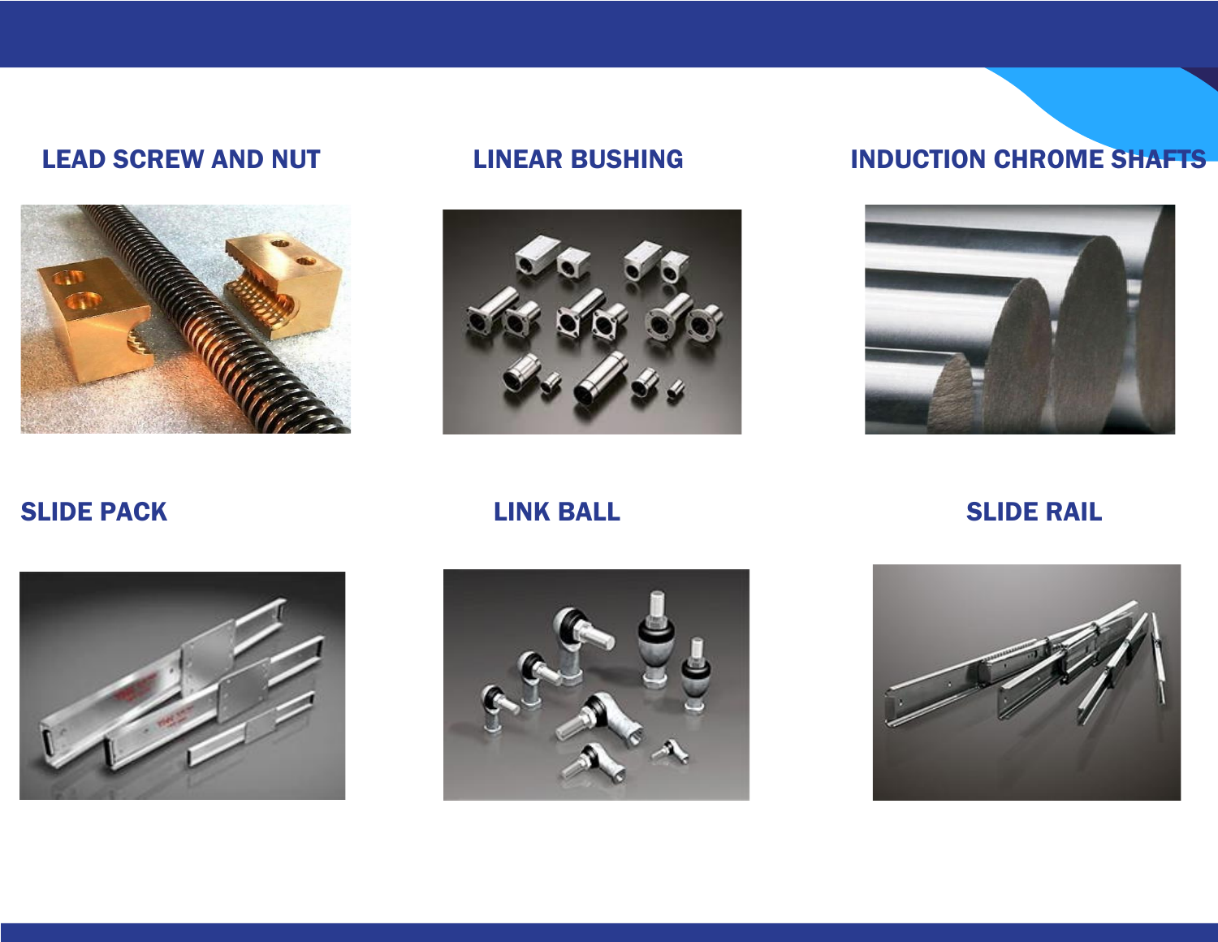## LEAD SCREW AND NUT

## LINEAR BUSHING

## INDUCTION CHROME SHAFTS

## SLIDE PACK

## LINK BALL

## SLIDE RAIL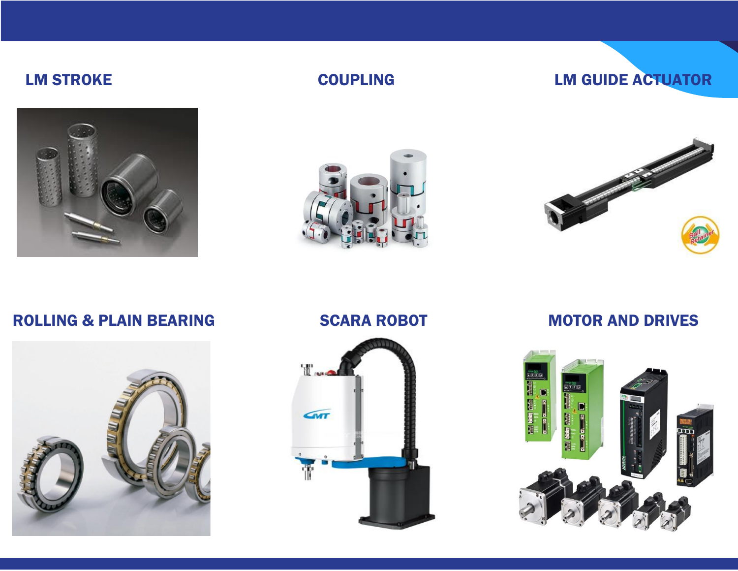## LM STROKE

## COUPLING

## LM GUIDE ACTUATOR

## ROLLING & PLAIN BEARING

## SCARA ROBOT

## MOTOR AND DRIVES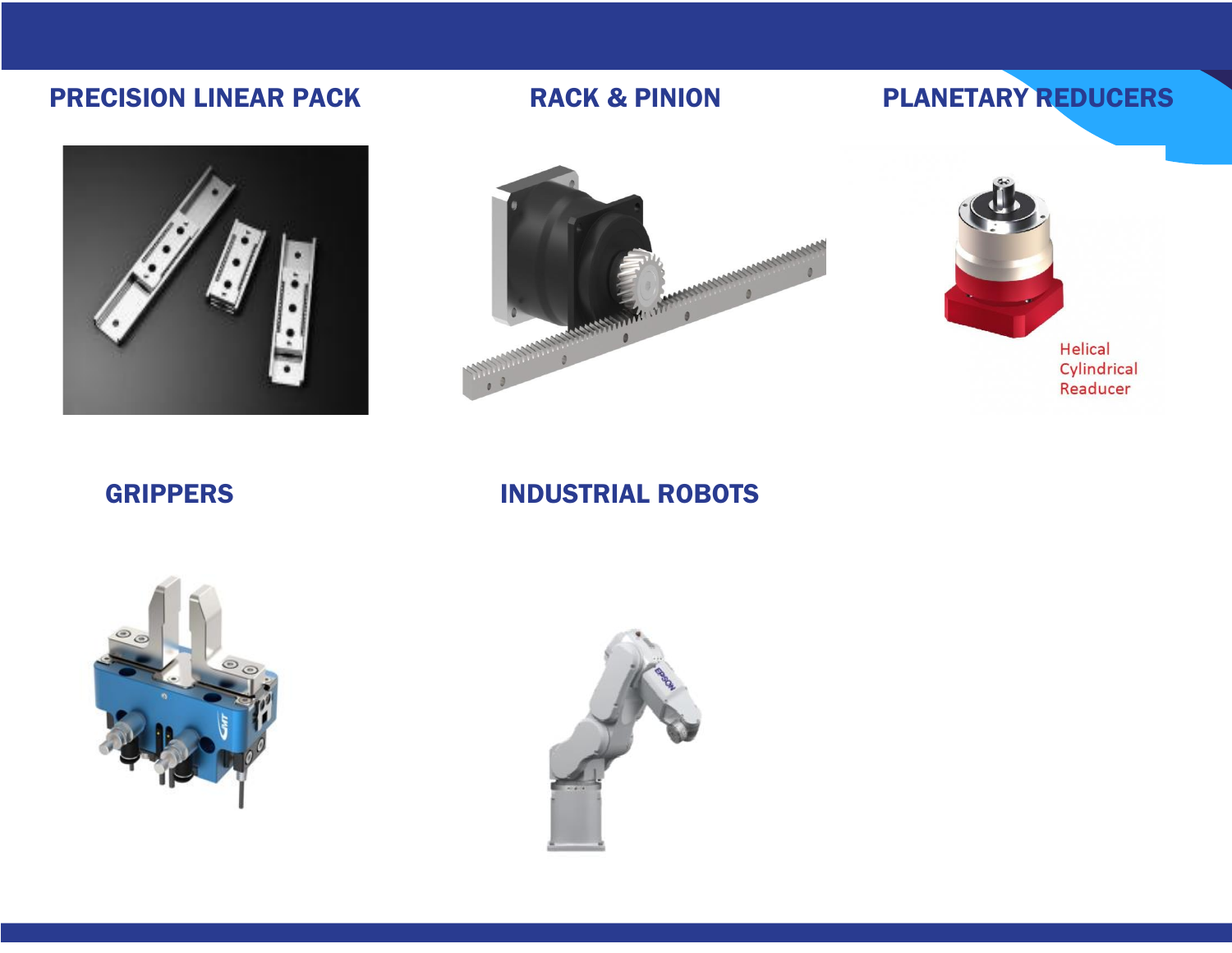## PRECISION LINEAR PACK

## RACK & PINION

## PLANETARY REDUCERS

Helical Cylindrical Readucer

## GRIPPERS

## INDUSTRIAL ROBOTS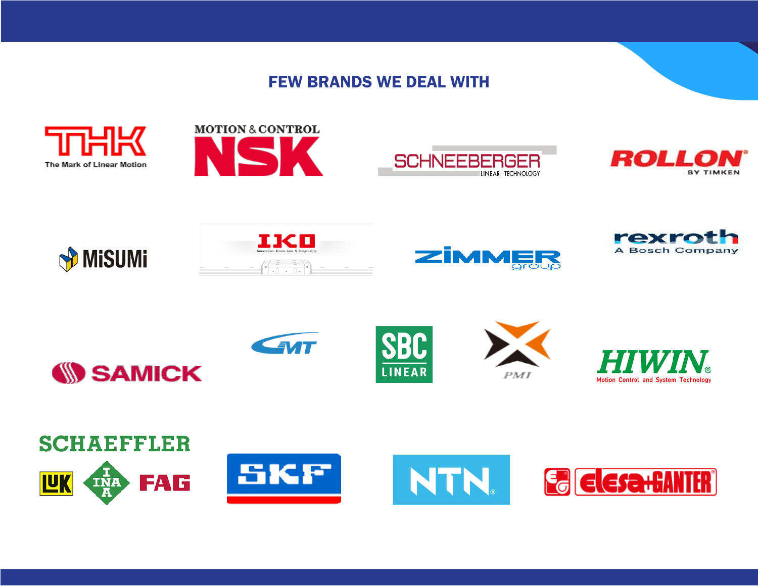## FEW BRANDS WE DEAL WITH

THK
The Mark of Linear Motion

MOTION & CONTROL
NSK

SCHNEEBERGER
LINEAR TECHNOLOGY

ROLLON
BY TIMKEN

MiSUMi

IKO
Innovation, Know-how & Originality

ZiMMER group

rexroth
A Bosch Company

SAMICK

CMT

SBC
LINEAR

PMI

HIWIN
Motion Control and System Technology

SCHAEFFLER
LUK INA FAG

SKF

NTN

elesa+GANTER